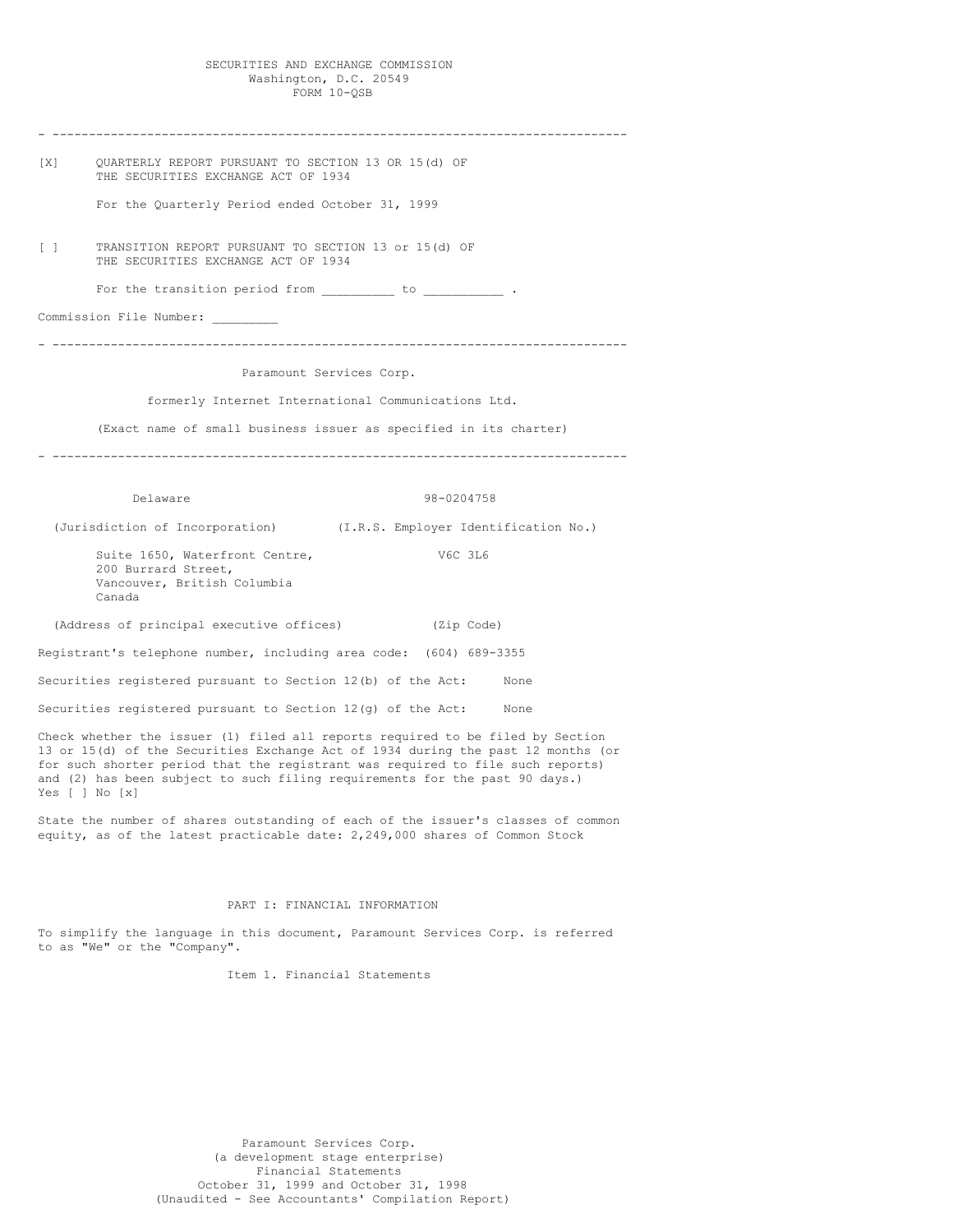# SECURITIES AND EXCHANGE COMMISSION
Washington, D.C. 20549
FORM 10-QSB

---

[X] QUARTERLY REPORT PURSUANT TO SECTION 13 OR 15(d) OF THE SECURITIES EXCHANGE ACT OF 1934

For the Quarterly Period ended October 31, 1999

[ ] TRANSITION REPORT PURSUANT TO SECTION 13 or 15(d) OF THE SECURITIES EXCHANGE ACT OF 1934

For the transition period from _________ to __________ .

Commission File Number: ________

---

Paramount Services Corp.

formerly Internet International Communications Ltd.

(Exact name of small business issuer as specified in its charter)

---

| Delaware | 98-0204758 |
|---|---|
| (Jurisdiction of Incorporation) | (I.R.S. Employer Identification No.) |

| Suite 1650, Waterfront Centre, 200 Burrard Street, Vancouver, British Columbia Canada | V6C 3L6 |
|---|---|
| (Address of principal executive offices) | (Zip Code) |

Registrant's telephone number, including area code: (604) 689-3355

Securities registered pursuant to Section 12(b) of the Act: None

Securities registered pursuant to Section 12(g) of the Act: None

Check whether the issuer (1) filed all reports required to be filed by Section 13 or 15(d) of the Securities Exchange Act of 1934 during the past 12 months (or for such shorter period that the registrant was required to file such reports) and (2) has been subject to such filing requirements for the past 90 days.) Yes [ ] No [x]

State the number of shares outstanding of each of the issuer's classes of common equity, as of the latest practicable date: 2,249,000 shares of Common Stock

## PART I: FINANCIAL INFORMATION

To simplify the language in this document, Paramount Services Corp. is referred to as "We" or the "Company".

### Item 1. Financial Statements

Paramount Services Corp.
(a development stage enterprise)
Financial Statements
October 31, 1999 and October 31, 1998
(Unaudited - See Accountants' Compilation Report)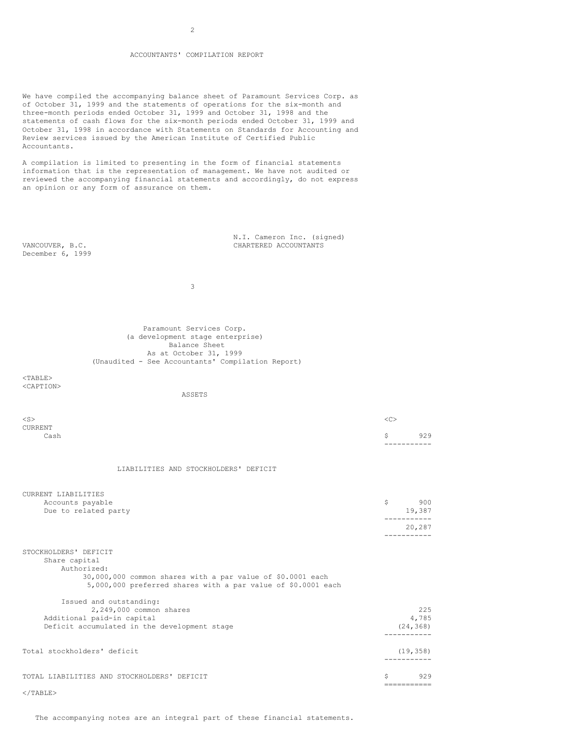## ACCOUNTANTS' COMPILATION REPORT

We have compiled the accompanying balance sheet of Paramount Services Corp. as of October 31, 1999 and the statements of operations for the six-month and three-month periods ended October 31, 1999 and October 31, 1998 and the statements of cash flows for the six-month periods ended October 31, 1999 and October 31, 1998 in accordance with Statements on Standards for Accounting and Review services issued by the American Institute of Certified Public Accountants.

A compilation is limited to presenting in the form of financial statements information that is the representation of management. We have not audited or reviewed the accompanying financial statements and accordingly, do not express an opinion or any form of assurance on them.

VANCOUVER, B.C.
December 6, 1999

N.I. Cameron Inc. (signed)
CHARTERED ACCOUNTANTS

## Paramount Services Corp.
(a development stage enterprise)
Balance Sheet
As at October 31, 1999
(Unaudited - See Accountants' Compilation Report)

| ASSETS | |
|---|---|
| CURRENT | |
| Cash | $ 929 |
| **LIABILITIES AND STOCKHOLDERS' DEFICIT** | |
| CURRENT LIABILITIES | |
| Accounts payable | $ 900 |
| Due to related party | 19,387 |
| | 20,287 |
| STOCKHOLDERS' DEFICIT | |
| Share capital | |
| Authorized: | |
| 30,000,000 common shares with a par value of $0.0001 each | |
| 5,000,000 preferred shares with a par value of $0.0001 each | |
| Issued and outstanding: | |
| 2,249,000 common shares | 225 |
| Additional paid-in capital | 4,785 |
| Deficit accumulated in the development stage | (24,368) |
| Total stockholders' deficit | (19,358) |
| TOTAL LIABILITIES AND STOCKHOLDERS' DEFICIT | $ 929 |

The accompanying notes are an integral part of these financial statements.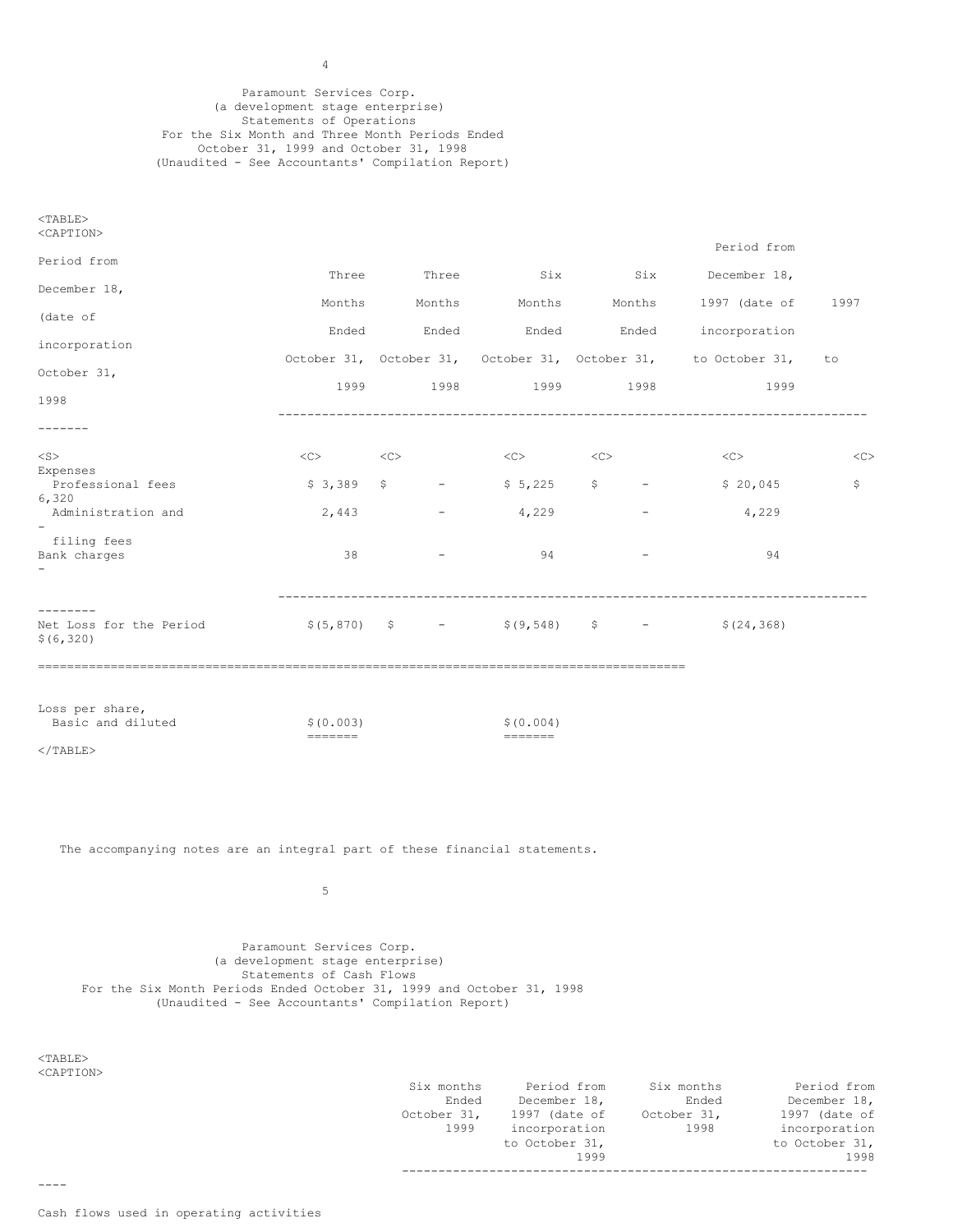Paramount Services Corp.
(a development stage enterprise)
Statements of Operations
For the Six Month and Three Month Periods Ended
October 31, 1999 and October 31, 1998
(Unaudited - See Accountants' Compilation Report)

| | Three Months Ended October 31, 1999 | Three Months Ended October 31, 1998 | Six Months Ended October 31, 1999 | Six Months Ended October 31, 1998 | Period from December 18, 1997 (date of incorporation to October 31, 1999 | Period from December 18, 1997 (date of incorporation to October 31, 1998 |
|---|---|---|---|---|---|---|
| Expenses | | | | | | |
| Professional fees | $ 3,389 | $ - | $ 5,225 | $ - | $ 20,045 | $ 6,320 |
| Administration and filing fees | 2,443 | - | 4,229 | - | 4,229 | - |
| Bank charges | 38 | - | 94 | - | 94 | - |
| Net Loss for the Period | $(5,870) | $ - | $(9,548) | $ - | $(24,368) | $(6,320) |
| Loss per share, Basic and diluted | $(0.003) | | $(0.004) | | | |

The accompanying notes are an integral part of these financial statements.

Paramount Services Corp.
(a development stage enterprise)
Statements of Cash Flows
For the Six Month Periods Ended October 31, 1999 and October 31, 1998
(Unaudited - See Accountants' Compilation Report)

| | Six months Ended October 31, 1999 | Period from December 18, 1997 (date of incorporation to October 31, 1999 | Six months Ended October 31, 1998 | Period from December 18, 1997 (date of incorporation to October 31, 1998 |
|---|---|---|---|---|
| Cash flows used in operating activities | | | | |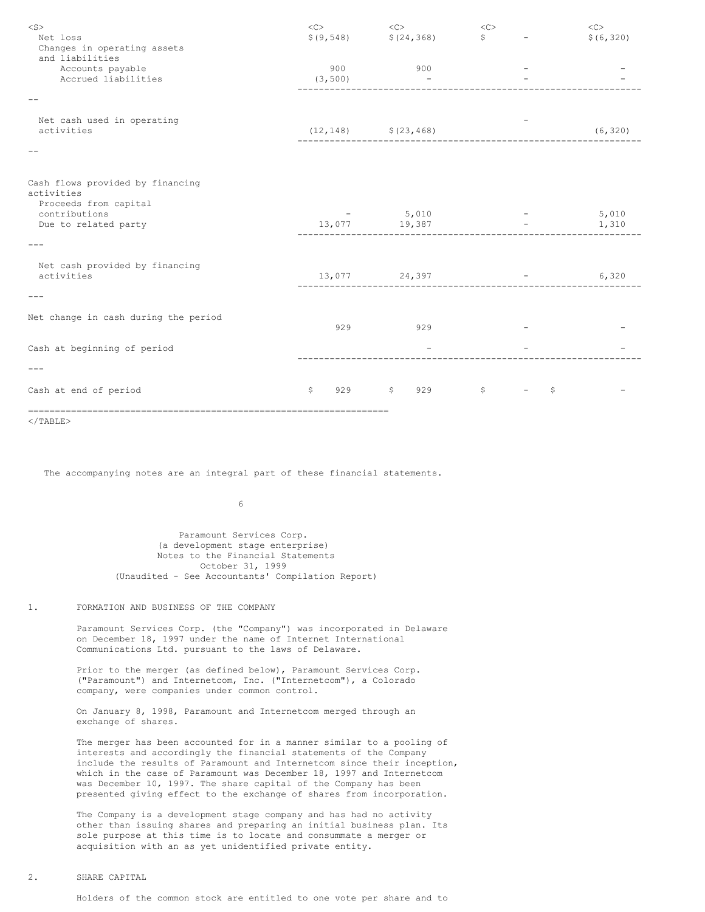| | | | | |
|---|---|---|---|---|
| Net loss | $(9,548) | $(24,368) | $ - | $(6,320) |
| Changes in operating assets and liabilities | | | | |
| Accounts payable | 900 | 900 | - | - |
| Accrued liabilities | (3,500) | - | - | - |
| Net cash used in operating activities | (12,148) | $(23,468) | - | (6,320) |
| Cash flows provided by financing activities | | | | |
| Proceeds from capital contributions | - | 5,010 | - | 5,010 |
| Due to related party | 13,077 | 19,387 | - | 1,310 |
| Net cash provided by financing activities | 13,077 | 24,397 | - | 6,320 |
| Net change in cash during the period | 929 | 929 | - | - |
| Cash at beginning of period | | - | - | - |
| Cash at end of period | $ 929 | $ 929 | $ - | $ - |

The accompanying notes are an integral part of these financial statements.

Paramount Services Corp.
(a development stage enterprise)
Notes to the Financial Statements
October 31, 1999
(Unaudited - See Accountants' Compilation Report)

1. FORMATION AND BUSINESS OF THE COMPANY

Paramount Services Corp. (the "Company") was incorporated in Delaware on December 18, 1997 under the name of Internet International Communications Ltd. pursuant to the laws of Delaware.

Prior to the merger (as defined below), Paramount Services Corp. ("Paramount") and Internetcom, Inc. ("Internetcom"), a Colorado company, were companies under common control.

On January 8, 1998, Paramount and Internetcom merged through an exchange of shares.

The merger has been accounted for in a manner similar to a pooling of interests and accordingly the financial statements of the Company include the results of Paramount and Internetcom since their inception, which in the case of Paramount was December 18, 1997 and Internetcom was December 10, 1997. The share capital of the Company has been presented giving effect to the exchange of shares from incorporation.

The Company is a development stage company and has had no activity other than issuing shares and preparing an initial business plan. Its sole purpose at this time is to locate and consummate a merger or acquisition with an as yet unidentified private entity.

2. SHARE CAPITAL

Holders of the common stock are entitled to one vote per share and to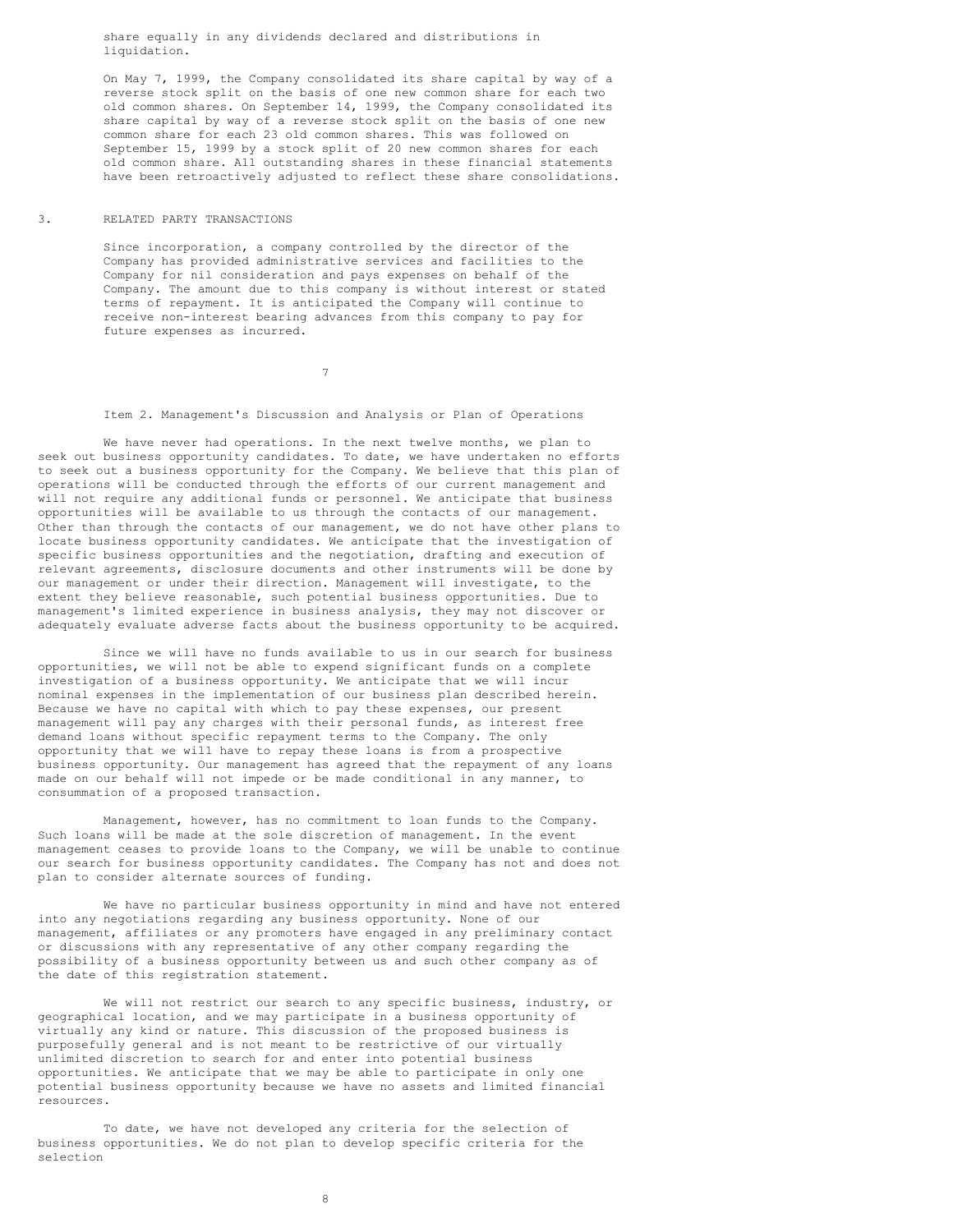share equally in any dividends declared and distributions in liquidation.

On May 7, 1999, the Company consolidated its share capital by way of a reverse stock split on the basis of one new common share for each two old common shares. On September 14, 1999, the Company consolidated its share capital by way of a reverse stock split on the basis of one new common share for each 23 old common shares. This was followed on September 15, 1999 by a stock split of 20 new common shares for each old common share. All outstanding shares in these financial statements have been retroactively adjusted to reflect these share consolidations.

3. RELATED PARTY TRANSACTIONS

Since incorporation, a company controlled by the director of the Company has provided administrative services and facilities to the Company for nil consideration and pays expenses on behalf of the Company. The amount due to this company is without interest or stated terms of repayment. It is anticipated the Company will continue to receive non-interest bearing advances from this company to pay for future expenses as incurred.

## Item 2. Management's Discussion and Analysis or Plan of Operations

We have never had operations. In the next twelve months, we plan to seek out business opportunity candidates. To date, we have undertaken no efforts to seek out a business opportunity for the Company. We believe that this plan of operations will be conducted through the efforts of our current management and will not require any additional funds or personnel. We anticipate that business opportunities will be available to us through the contacts of our management. Other than through the contacts of our management, we do not have other plans to locate business opportunity candidates. We anticipate that the investigation of specific business opportunities and the negotiation, drafting and execution of relevant agreements, disclosure documents and other instruments will be done by our management or under their direction. Management will investigate, to the extent they believe reasonable, such potential business opportunities. Due to management's limited experience in business analysis, they may not discover or adequately evaluate adverse facts about the business opportunity to be acquired.

Since we will have no funds available to us in our search for business opportunities, we will not be able to expend significant funds on a complete investigation of a business opportunity. We anticipate that we will incur nominal expenses in the implementation of our business plan described herein. Because we have no capital with which to pay these expenses, our present management will pay any charges with their personal funds, as interest free demand loans without specific repayment terms to the Company. The only opportunity that we will have to repay these loans is from a prospective business opportunity. Our management has agreed that the repayment of any loans made on our behalf will not impede or be made conditional in any manner, to consummation of a proposed transaction.

Management, however, has no commitment to loan funds to the Company. Such loans will be made at the sole discretion of management. In the event management ceases to provide loans to the Company, we will be unable to continue our search for business opportunity candidates. The Company has not and does not plan to consider alternate sources of funding.

We have no particular business opportunity in mind and have not entered into any negotiations regarding any business opportunity. None of our management, affiliates or any promoters have engaged in any preliminary contact or discussions with any representative of any other company regarding the possibility of a business opportunity between us and such other company as of the date of this registration statement.

We will not restrict our search to any specific business, industry, or geographical location, and we may participate in a business opportunity of virtually any kind or nature. This discussion of the proposed business is purposefully general and is not meant to be restrictive of our virtually unlimited discretion to search for and enter into potential business opportunities. We anticipate that we may be able to participate in only one potential business opportunity because we have no assets and limited financial resources.

To date, we have not developed any criteria for the selection of business opportunities. We do not plan to develop specific criteria for the selection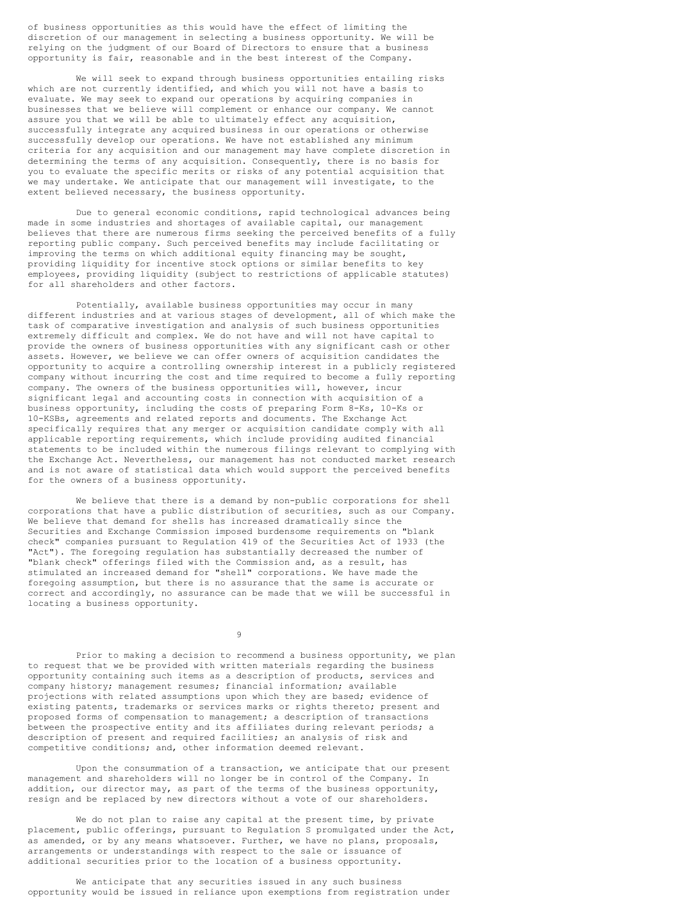of business opportunities as this would have the effect of limiting the discretion of our management in selecting a business opportunity. We will be relying on the judgment of our Board of Directors to ensure that a business opportunity is fair, reasonable and in the best interest of the Company.

We will seek to expand through business opportunities entailing risks which are not currently identified, and which you will not have a basis to evaluate. We may seek to expand our operations by acquiring companies in businesses that we believe will complement or enhance our company. We cannot assure you that we will be able to ultimately effect any acquisition, successfully integrate any acquired business in our operations or otherwise successfully develop our operations. We have not established any minimum criteria for any acquisition and our management may have complete discretion in determining the terms of any acquisition. Consequently, there is no basis for you to evaluate the specific merits or risks of any potential acquisition that we may undertake. We anticipate that our management will investigate, to the extent believed necessary, the business opportunity.

Due to general economic conditions, rapid technological advances being made in some industries and shortages of available capital, our management believes that there are numerous firms seeking the perceived benefits of a fully reporting public company. Such perceived benefits may include facilitating or improving the terms on which additional equity financing may be sought, providing liquidity for incentive stock options or similar benefits to key employees, providing liquidity (subject to restrictions of applicable statutes) for all shareholders and other factors.

Potentially, available business opportunities may occur in many different industries and at various stages of development, all of which make the task of comparative investigation and analysis of such business opportunities extremely difficult and complex. We do not have and will not have capital to provide the owners of business opportunities with any significant cash or other assets. However, we believe we can offer owners of acquisition candidates the opportunity to acquire a controlling ownership interest in a publicly registered company without incurring the cost and time required to become a fully reporting company. The owners of the business opportunities will, however, incur significant legal and accounting costs in connection with acquisition of a business opportunity, including the costs of preparing Form 8-Ks, 10-Ks or 10-KSBs, agreements and related reports and documents. The Exchange Act specifically requires that any merger or acquisition candidate comply with all applicable reporting requirements, which include providing audited financial statements to be included within the numerous filings relevant to complying with the Exchange Act. Nevertheless, our management has not conducted market research and is not aware of statistical data which would support the perceived benefits for the owners of a business opportunity.

We believe that there is a demand by non-public corporations for shell corporations that have a public distribution of securities, such as our Company. We believe that demand for shells has increased dramatically since the Securities and Exchange Commission imposed burdensome requirements on "blank check" companies pursuant to Regulation 419 of the Securities Act of 1933 (the "Act"). The foregoing regulation has substantially decreased the number of "blank check" offerings filed with the Commission and, as a result, has stimulated an increased demand for "shell" corporations. We have made the foregoing assumption, but there is no assurance that the same is accurate or correct and accordingly, no assurance can be made that we will be successful in locating a business opportunity.

Prior to making a decision to recommend a business opportunity, we plan to request that we be provided with written materials regarding the business opportunity containing such items as a description of products, services and company history; management resumes; financial information; available projections with related assumptions upon which they are based; evidence of existing patents, trademarks or services marks or rights thereto; present and proposed forms of compensation to management; a description of transactions between the prospective entity and its affiliates during relevant periods; a description of present and required facilities; an analysis of risk and competitive conditions; and, other information deemed relevant.

Upon the consummation of a transaction, we anticipate that our present management and shareholders will no longer be in control of the Company. In addition, our director may, as part of the terms of the business opportunity, resign and be replaced by new directors without a vote of our shareholders.

We do not plan to raise any capital at the present time, by private placement, public offerings, pursuant to Regulation S promulgated under the Act, as amended, or by any means whatsoever. Further, we have no plans, proposals, arrangements or understandings with respect to the sale or issuance of additional securities prior to the location of a business opportunity.

We anticipate that any securities issued in any such business opportunity would be issued in reliance upon exemptions from registration under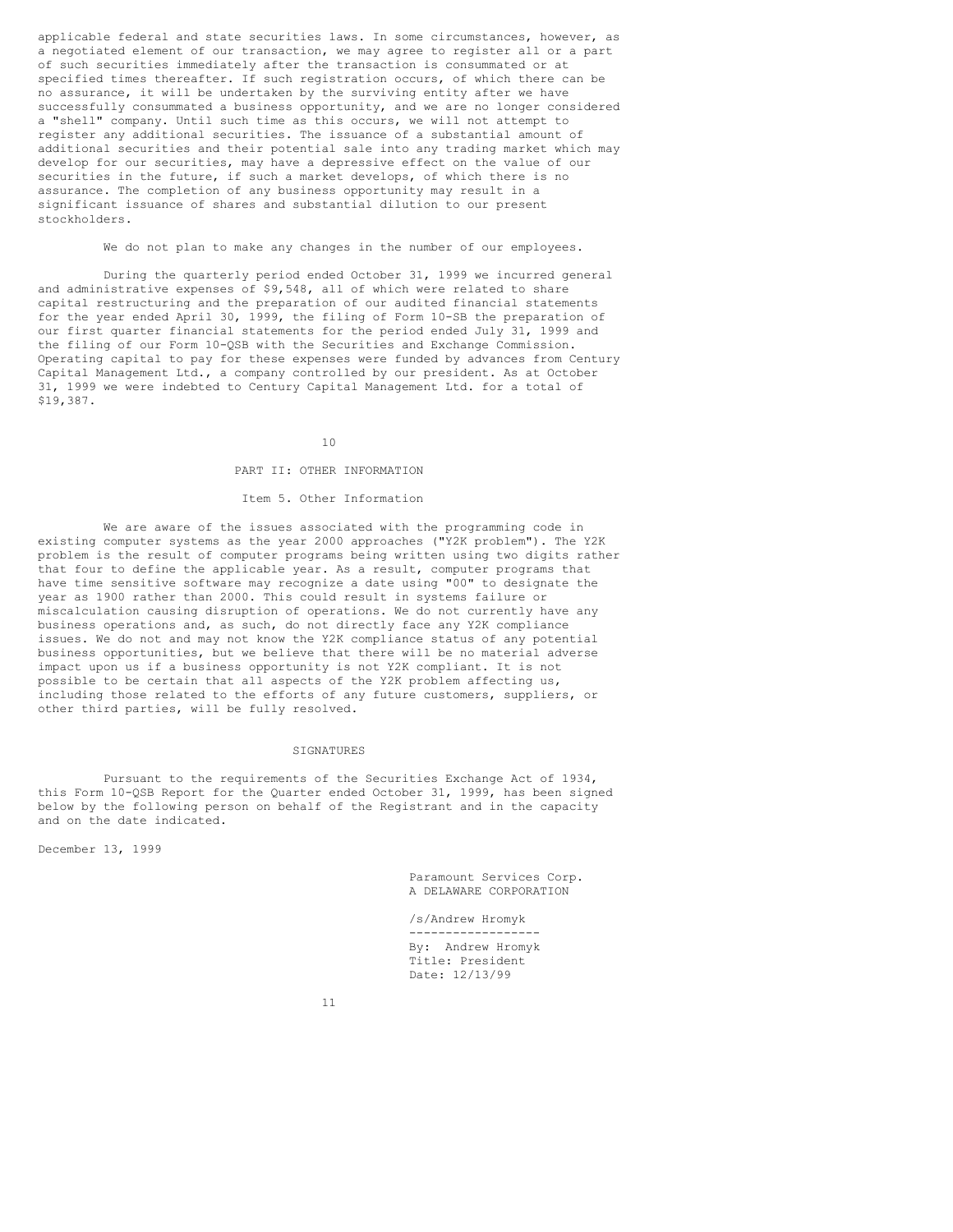applicable federal and state securities laws. In some circumstances, however, as a negotiated element of our transaction, we may agree to register all or a part of such securities immediately after the transaction is consummated or at specified times thereafter. If such registration occurs, of which there can be no assurance, it will be undertaken by the surviving entity after we have successfully consummated a business opportunity, and we are no longer considered a "shell" company. Until such time as this occurs, we will not attempt to register any additional securities. The issuance of a substantial amount of additional securities and their potential sale into any trading market which may develop for our securities, may have a depressive effect on the value of our securities in the future, if such a market develops, of which there is no assurance. The completion of any business opportunity may result in a significant issuance of shares and substantial dilution to our present stockholders.

We do not plan to make any changes in the number of our employees.

During the quarterly period ended October 31, 1999 we incurred general and administrative expenses of $9,548, all of which were related to share capital restructuring and the preparation of our audited financial statements for the year ended April 30, 1999, the filing of Form 10-SB the preparation of our first quarter financial statements for the period ended July 31, 1999 and the filing of our Form 10-QSB with the Securities and Exchange Commission. Operating capital to pay for these expenses were funded by advances from Century Capital Management Ltd., a company controlled by our president. As at October 31, 1999 we were indebted to Century Capital Management Ltd. for a total of $19,387.

## PART II: OTHER INFORMATION

### Item 5. Other Information

We are aware of the issues associated with the programming code in existing computer systems as the year 2000 approaches ("Y2K problem"). The Y2K problem is the result of computer programs being written using two digits rather that four to define the applicable year. As a result, computer programs that have time sensitive software may recognize a date using "00" to designate the year as 1900 rather than 2000. This could result in systems failure or miscalculation causing disruption of operations. We do not currently have any business operations and, as such, do not directly face any Y2K compliance issues. We do not and may not know the Y2K compliance status of any potential business opportunities, but we believe that there will be no material adverse impact upon us if a business opportunity is not Y2K compliant. It is not possible to be certain that all aspects of the Y2K problem affecting us, including those related to the efforts of any future customers, suppliers, or other third parties, will be fully resolved.

## SIGNATURES

Pursuant to the requirements of the Securities Exchange Act of 1934, this Form 10-QSB Report for the Quarter ended October 31, 1999, has been signed below by the following person on behalf of the Registrant and in the capacity and on the date indicated.

December 13, 1999

Paramount Services Corp.
A DELAWARE CORPORATION

/s/Andrew Hromyk

------------------

By: Andrew Hromyk
Title: President
Date: 12/13/99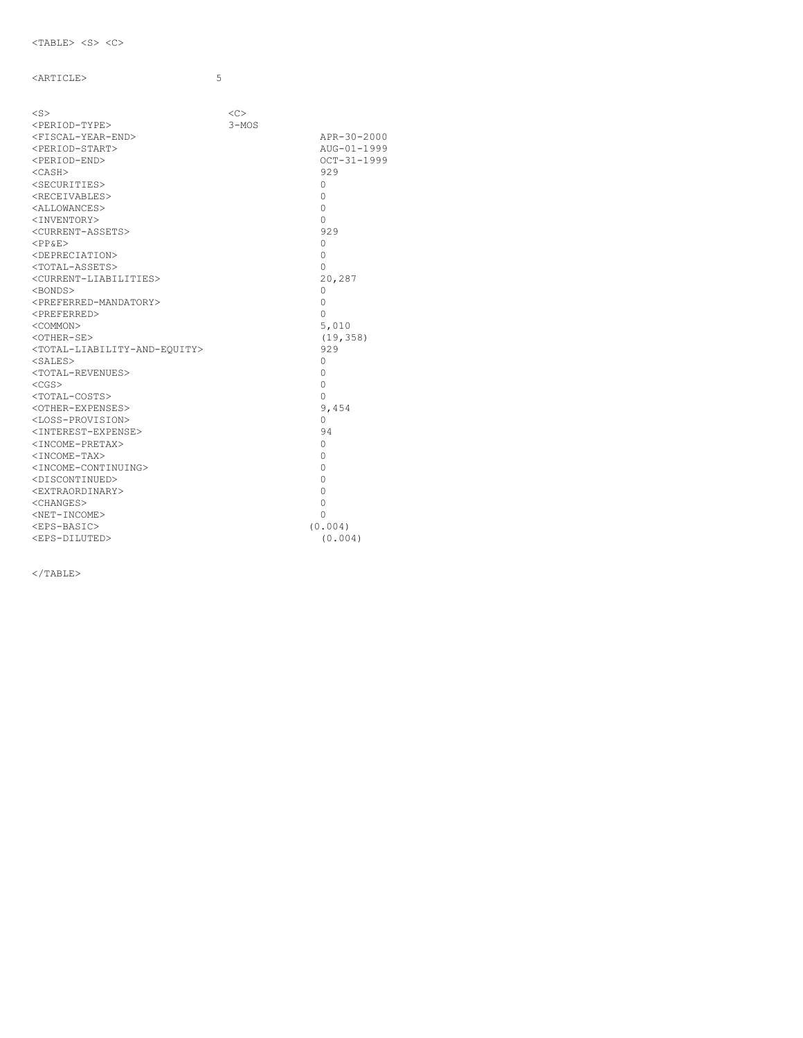```
<TABLE> <S> <C>

<ARTICLE>                     5


<S>                             <C>
<PERIOD-TYPE>                   3-MOS
<FISCAL-YEAR-END>                              APR-30-2000
<PERIOD-START>                                 AUG-01-1999
<PERIOD-END>                                   OCT-31-1999
<CASH>                                         929
<SECURITIES>                                   0
<RECEIVABLES>                                  0
<ALLOWANCES>                                   0
<INVENTORY>                                    0
<CURRENT-ASSETS>                               929
<PP&E>                                         0
<DEPRECIATION>                                 0
<TOTAL-ASSETS>                                 0
<CURRENT-LIABILITIES>                          20,287
<BONDS>                                        0
<PREFERRED-MANDATORY>                          0
<PREFERRED>                                    0
<COMMON>                                       5,010
<OTHER-SE>                                     (19,358)
<TOTAL-LIABILITY-AND-EQUITY>                   929
<SALES>                                        0
<TOTAL-REVENUES>                               0
<CGS>                                          0
<TOTAL-COSTS>                                  0
<OTHER-EXPENSES>                               9,454
<LOSS-PROVISION>                               0
<INTEREST-EXPENSE>                             94
<INCOME-PRETAX>                                0
<INCOME-TAX>                                   0
<INCOME-CONTINUING>                            0
<DISCONTINUED>                                 0
<EXTRAORDINARY>                                0
<CHANGES>                                      0
<NET-INCOME>                                   0
<EPS-BASIC>                                   (0.004)
<EPS-DILUTED>                                   (0.004)

</TABLE>
```